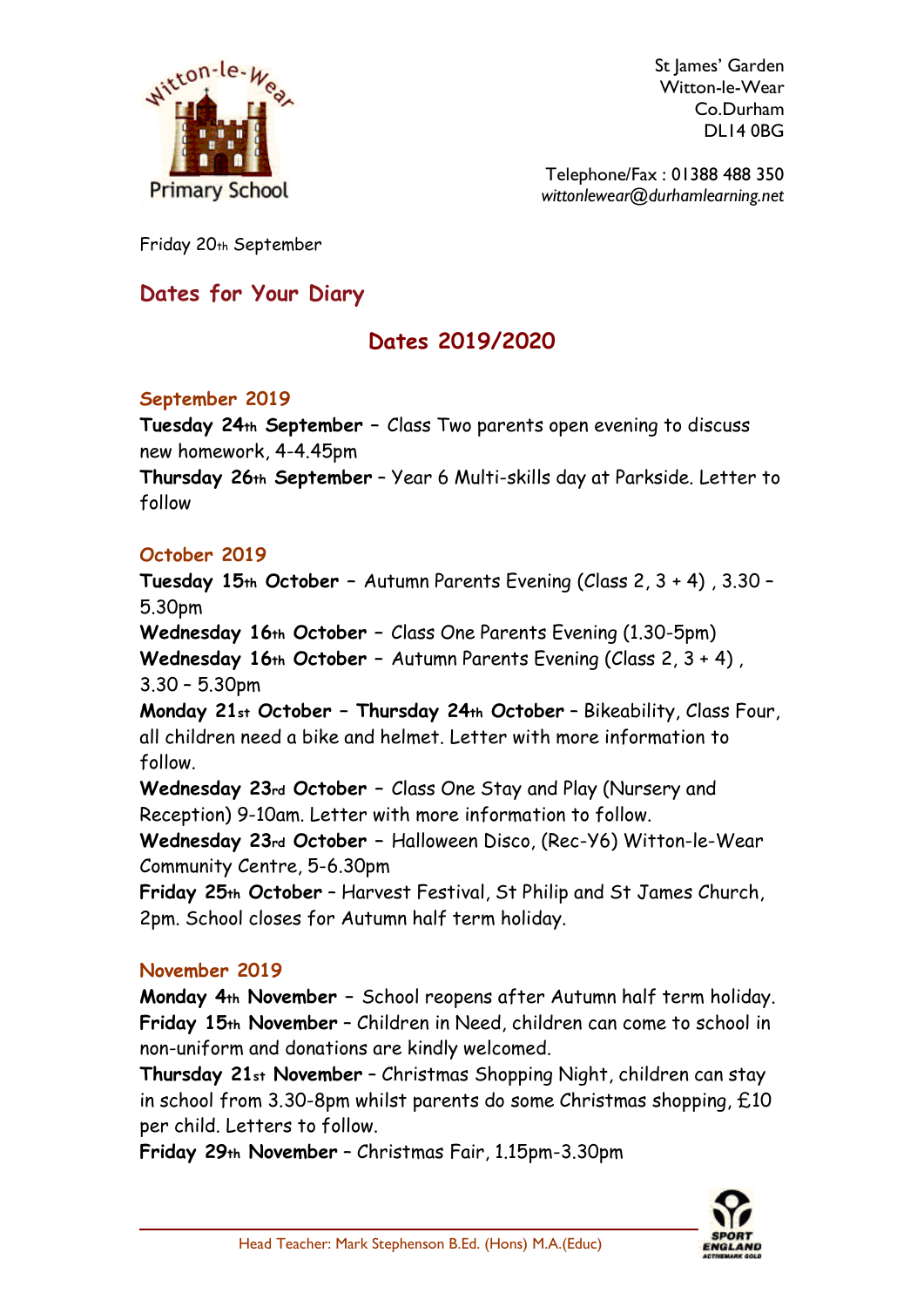St James' Garden
Witton-le-Wear
Co.Durham
DL14 0BG

Telephone/Fax : 01388 488 350
*wittonlewear@durhamlearning.net*

Friday 20th September

## Dates for Your Diary

## Dates 2019/2020

### September 2019

**Tuesday 24th September** – Class Two parents open evening to discuss new homework, 4-4.45pm

**Thursday 26th September** – Year 6 Multi-skills day at Parkside. Letter to follow

### October 2019

**Tuesday 15th October** – Autumn Parents Evening (Class 2, 3 + 4) , 3.30 – 5.30pm

**Wednesday 16th October** – Class One Parents Evening (1.30-5pm)

**Wednesday 16th October** – Autumn Parents Evening (Class 2, 3 + 4) , 3.30 – 5.30pm

**Monday 21st October – Thursday 24th October** – Bikeability, Class Four, all children need a bike and helmet. Letter with more information to follow.

**Wednesday 23rd October** – Class One Stay and Play (Nursery and Reception) 9-10am. Letter with more information to follow.

**Wednesday 23rd October** – Halloween Disco, (Rec-Y6) Witton-le-Wear Community Centre, 5-6.30pm

**Friday 25th October** – Harvest Festival, St Philip and St James Church, 2pm. School closes for Autumn half term holiday.

### November 2019

**Monday 4th November** – School reopens after Autumn half term holiday.

**Friday 15th November** – Children in Need, children can come to school in non-uniform and donations are kindly welcomed.

**Thursday 21st November** – Christmas Shopping Night, children can stay in school from 3.30-8pm whilst parents do some Christmas shopping, £10 per child. Letters to follow.

**Friday 29th November** – Christmas Fair, 1.15pm-3.30pm

Head Teacher: Mark Stephenson B.Ed. (Hons) M.A.(Educ)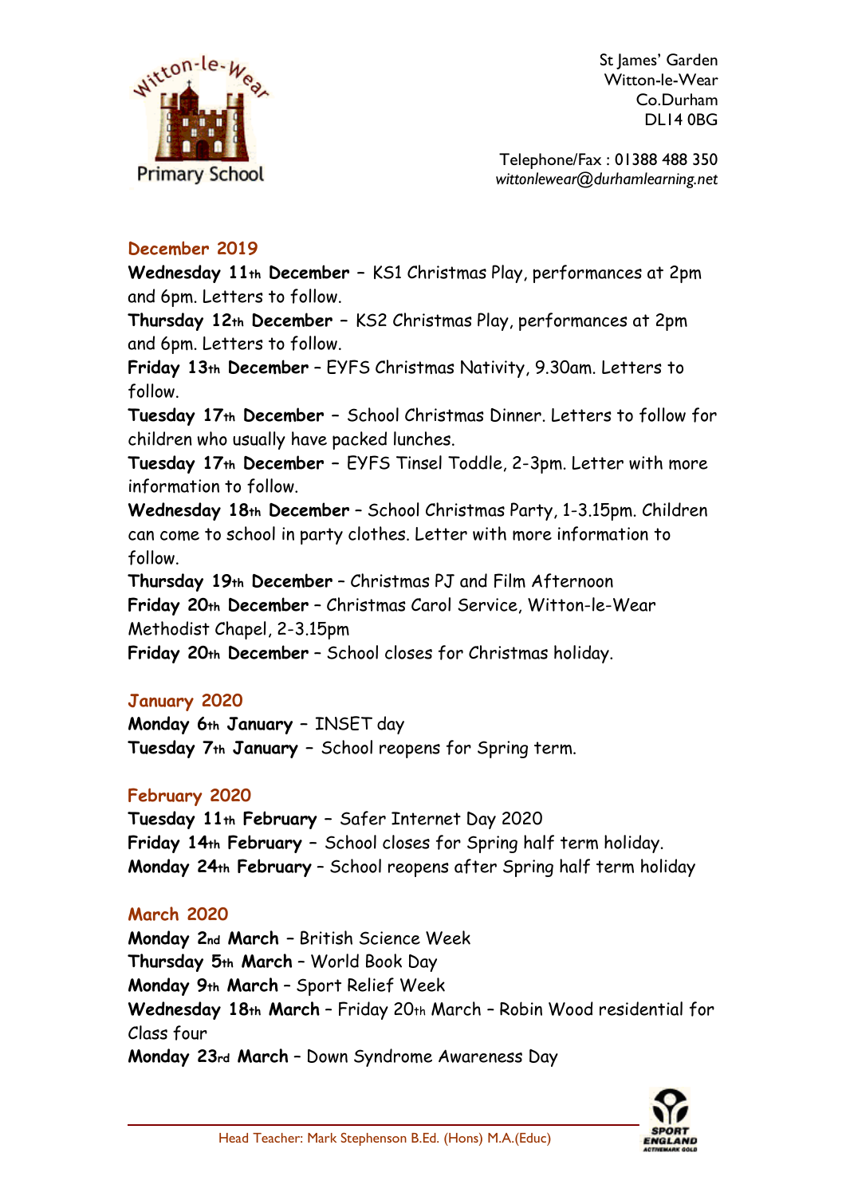St James' Garden
Witton-le-Wear
Co.Durham
DL14 0BG

Telephone/Fax : 01388 488 350
*wittonlewear@durhamlearning.net*

## December 2019

**Wednesday 11th December** – KS1 Christmas Play, performances at 2pm and 6pm. Letters to follow.
**Thursday 12th December** – KS2 Christmas Play, performances at 2pm and 6pm. Letters to follow.
**Friday 13th December** – EYFS Christmas Nativity, 9.30am. Letters to follow.
**Tuesday 17th December** – School Christmas Dinner. Letters to follow for children who usually have packed lunches.
**Tuesday 17th December** – EYFS Tinsel Toddle, 2-3pm. Letter with more information to follow.
**Wednesday 18th December** – School Christmas Party, 1-3.15pm. Children can come to school in party clothes. Letter with more information to follow.
**Thursday 19th December** – Christmas PJ and Film Afternoon
**Friday 20th December** – Christmas Carol Service, Witton-le-Wear Methodist Chapel, 2-3.15pm
**Friday 20th December** – School closes for Christmas holiday.

## January 2020

**Monday 6th January** – INSET day
**Tuesday 7th January** – School reopens for Spring term.

## February 2020

**Tuesday 11th February** – Safer Internet Day 2020
**Friday 14th February** – School closes for Spring half term holiday.
**Monday 24th February** – School reopens after Spring half term holiday

## March 2020

**Monday 2nd March** – British Science Week
**Thursday 5th March** – World Book Day
**Monday 9th March** – Sport Relief Week
**Wednesday 18th March** – Friday 20th March – Robin Wood residential for Class four
**Monday 23rd March** – Down Syndrome Awareness Day

Head Teacher: Mark Stephenson B.Ed. (Hons) M.A.(Educ)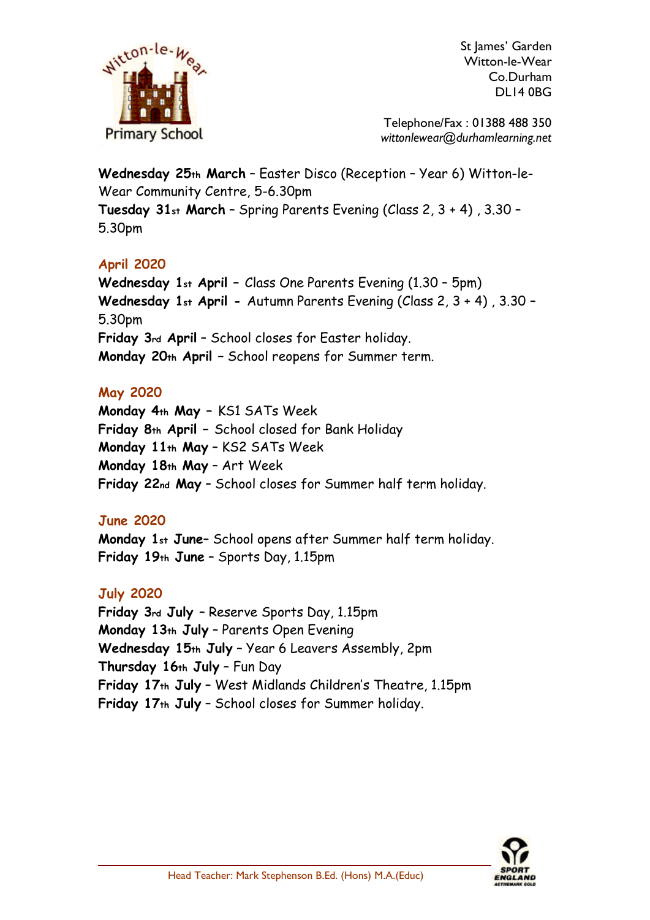St James' Garden
Witton-le-Wear
Co.Durham
DL14 0BG

Telephone/Fax : 01388 488 350
*wittonlewear@durhamlearning.net*

**Wednesday 25th March** – Easter Disco (Reception – Year 6) Witton-le-Wear Community Centre, 5-6.30pm
**Tuesday 31st March** – Spring Parents Evening (Class 2, 3 + 4) , 3.30 – 5.30pm

## April 2020

**Wednesday 1st April** – Class One Parents Evening (1.30 – 5pm)
**Wednesday 1st April** - Autumn Parents Evening (Class 2, 3 + 4) , 3.30 – 5.30pm
**Friday 3rd April** – School closes for Easter holiday.
**Monday 20th April** – School reopens for Summer term.

## May 2020

**Monday 4th May** – KS1 SATs Week
**Friday 8th April** – School closed for Bank Holiday
**Monday 11th May** – KS2 SATs Week
**Monday 18th May** – Art Week
**Friday 22nd May** – School closes for Summer half term holiday.

## June 2020

**Monday 1st June**– School opens after Summer half term holiday.
**Friday 19th June** – Sports Day, 1.15pm

## July 2020

**Friday 3rd July** – Reserve Sports Day, 1.15pm
**Monday 13th July** – Parents Open Evening
**Wednesday 15th July** – Year 6 Leavers Assembly, 2pm
**Thursday 16th July** – Fun Day
**Friday 17th July** – West Midlands Children's Theatre, 1.15pm
**Friday 17th July** – School closes for Summer holiday.

Head Teacher: Mark Stephenson B.Ed. (Hons) M.A.(Educ)